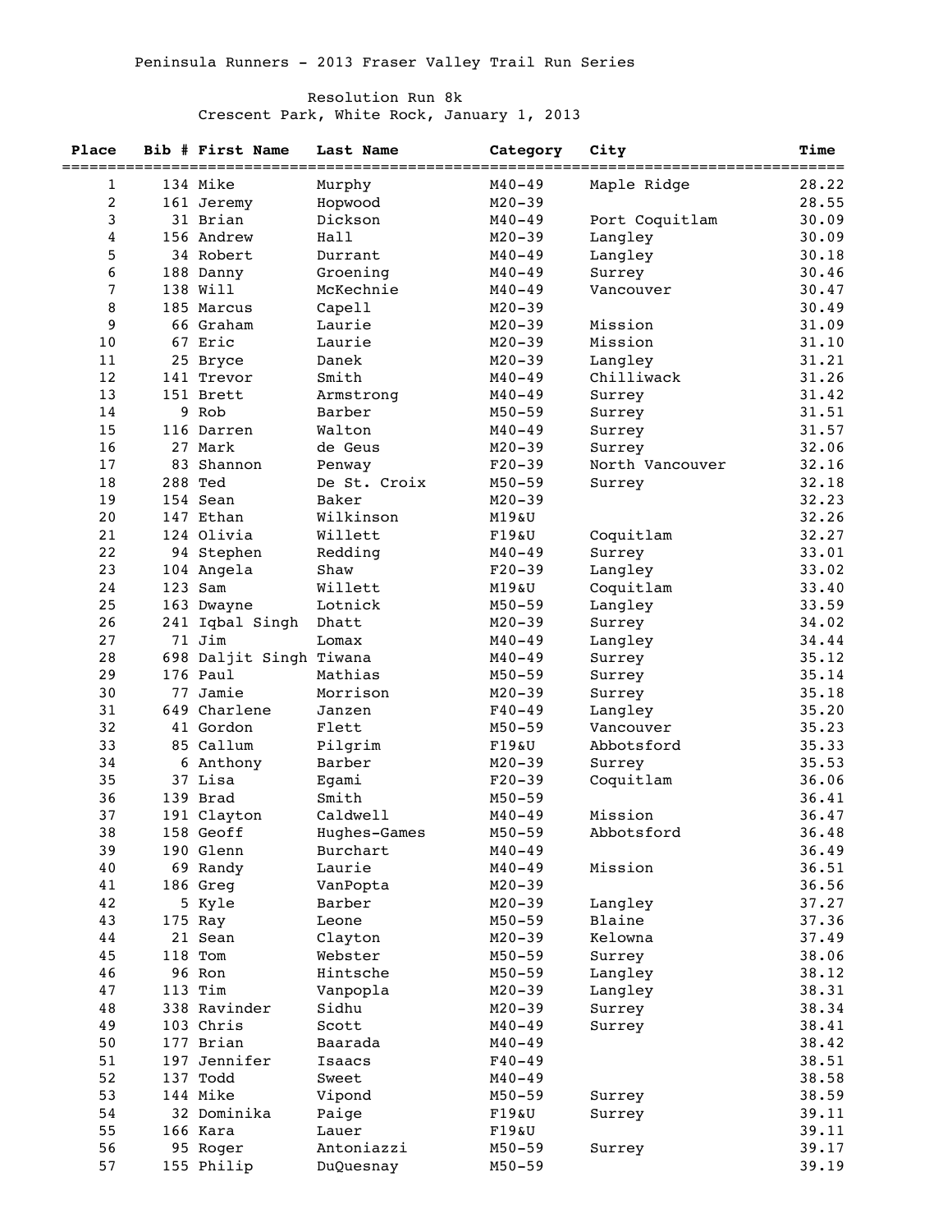Peninsula Runners - 2013 Fraser Valley Trail Run Series

Resolution Run 8k
Crescent Park, White Rock, January 1, 2013

| Place | Bib # | First Name | Last Name | Category | City | Time |
|---|---|---|---|---|---|---|
| 1 | 134 | Mike | Murphy | M40-49 | Maple Ridge | 28.22 |
| 2 | 161 | Jeremy | Hopwood | M20-39 | | 28.55 |
| 3 | 31 | Brian | Dickson | M40-49 | Port Coquitlam | 30.09 |
| 4 | 156 | Andrew | Hall | M20-39 | Langley | 30.09 |
| 5 | 34 | Robert | Durrant | M40-49 | Langley | 30.18 |
| 6 | 188 | Danny | Groening | M40-49 | Surrey | 30.46 |
| 7 | 138 | Will | McKechnie | M40-49 | Vancouver | 30.47 |
| 8 | 185 | Marcus | Capell | M20-39 | | 30.49 |
| 9 | 66 | Graham | Laurie | M20-39 | Mission | 31.09 |
| 10 | 67 | Eric | Laurie | M20-39 | Mission | 31.10 |
| 11 | 25 | Bryce | Danek | M20-39 | Langley | 31.21 |
| 12 | 141 | Trevor | Smith | M40-49 | Chilliwack | 31.26 |
| 13 | 151 | Brett | Armstrong | M40-49 | Surrey | 31.42 |
| 14 | 9 | Rob | Barber | M50-59 | Surrey | 31.51 |
| 15 | 116 | Darren | Walton | M40-49 | Surrey | 31.57 |
| 16 | 27 | Mark | de Geus | M20-39 | Surrey | 32.06 |
| 17 | 83 | Shannon | Penway | F20-39 | North Vancouver | 32.16 |
| 18 | 288 | Ted | De St. Croix | M50-59 | Surrey | 32.18 |
| 19 | 154 | Sean | Baker | M20-39 | | 32.23 |
| 20 | 147 | Ethan | Wilkinson | M19&U | | 32.26 |
| 21 | 124 | Olivia | Willett | F19&U | Coquitlam | 32.27 |
| 22 | 94 | Stephen | Redding | M40-49 | Surrey | 33.01 |
| 23 | 104 | Angela | Shaw | F20-39 | Langley | 33.02 |
| 24 | 123 | Sam | Willett | M19&U | Coquitlam | 33.40 |
| 25 | 163 | Dwayne | Lotnick | M50-59 | Langley | 33.59 |
| 26 | 241 | Iqbal Singh | Dhatt | M20-39 | Surrey | 34.02 |
| 27 | 71 | Jim | Lomax | M40-49 | Langley | 34.44 |
| 28 | 698 | Daljit Singh | Tiwana | M40-49 | Surrey | 35.12 |
| 29 | 176 | Paul | Mathias | M50-59 | Surrey | 35.14 |
| 30 | 77 | Jamie | Morrison | M20-39 | Surrey | 35.18 |
| 31 | 649 | Charlene | Janzen | F40-49 | Langley | 35.20 |
| 32 | 41 | Gordon | Flett | M50-59 | Vancouver | 35.23 |
| 33 | 85 | Callum | Pilgrim | F19&U | Abbotsford | 35.33 |
| 34 | 6 | Anthony | Barber | M20-39 | Surrey | 35.53 |
| 35 | 37 | Lisa | Egami | F20-39 | Coquitlam | 36.06 |
| 36 | 139 | Brad | Smith | M50-59 | | 36.41 |
| 37 | 191 | Clayton | Caldwell | M40-49 | Mission | 36.47 |
| 38 | 158 | Geoff | Hughes-Games | M50-59 | Abbotsford | 36.48 |
| 39 | 190 | Glenn | Burchart | M40-49 | | 36.49 |
| 40 | 69 | Randy | Laurie | M40-49 | Mission | 36.51 |
| 41 | 186 | Greg | VanPopta | M20-39 | | 36.56 |
| 42 | 5 | Kyle | Barber | M20-39 | Langley | 37.27 |
| 43 | 175 | Ray | Leone | M50-59 | Blaine | 37.36 |
| 44 | 21 | Sean | Clayton | M20-39 | Kelowna | 37.49 |
| 45 | 118 | Tom | Webster | M50-59 | Surrey | 38.06 |
| 46 | 96 | Ron | Hintsche | M50-59 | Langley | 38.12 |
| 47 | 113 | Tim | Vanpopla | M20-39 | Langley | 38.31 |
| 48 | 338 | Ravinder | Sidhu | M20-39 | Surrey | 38.34 |
| 49 | 103 | Chris | Scott | M40-49 | Surrey | 38.41 |
| 50 | 177 | Brian | Baarada | M40-49 | | 38.42 |
| 51 | 197 | Jennifer | Isaacs | F40-49 | | 38.51 |
| 52 | 137 | Todd | Sweet | M40-49 | | 38.58 |
| 53 | 144 | Mike | Vipond | M50-59 | Surrey | 38.59 |
| 54 | 32 | Dominika | Paige | F19&U | Surrey | 39.11 |
| 55 | 166 | Kara | Lauer | F19&U | | 39.11 |
| 56 | 95 | Roger | Antoniazzi | M50-59 | Surrey | 39.17 |
| 57 | 155 | Philip | DuQuesnay | M50-59 | | 39.19 |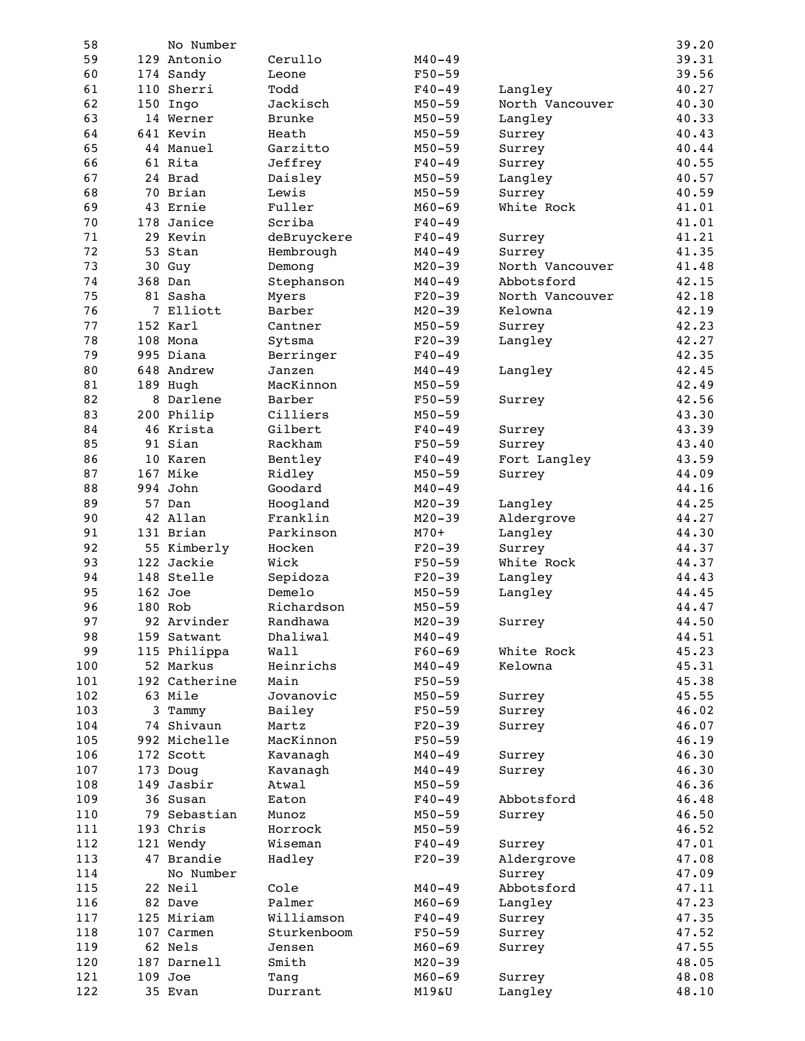| | | | | | | |
|---|---|---|---|---|---|---|
| 58 | | No Number | | | | 39.20 |
| 59 | 129 | Antonio | Cerullo | M40-49 | | 39.31 |
| 60 | 174 | Sandy | Leone | F50-59 | | 39.56 |
| 61 | 110 | Sherri | Todd | F40-49 | Langley | 40.27 |
| 62 | 150 | Ingo | Jackisch | M50-59 | North Vancouver | 40.30 |
| 63 | 14 | Werner | Brunke | M50-59 | Langley | 40.33 |
| 64 | 641 | Kevin | Heath | M50-59 | Surrey | 40.43 |
| 65 | 44 | Manuel | Garzitto | M50-59 | Surrey | 40.44 |
| 66 | 61 | Rita | Jeffrey | F40-49 | Surrey | 40.55 |
| 67 | 24 | Brad | Daisley | M50-59 | Langley | 40.57 |
| 68 | 70 | Brian | Lewis | M50-59 | Surrey | 40.59 |
| 69 | 43 | Ernie | Fuller | M60-69 | White Rock | 41.01 |
| 70 | 178 | Janice | Scriba | F40-49 | | 41.01 |
| 71 | 29 | Kevin | deBruyckere | F40-49 | Surrey | 41.21 |
| 72 | 53 | Stan | Hembrough | M40-49 | Surrey | 41.35 |
| 73 | 30 | Guy | Demong | M20-39 | North Vancouver | 41.48 |
| 74 | 368 | Dan | Stephanson | M40-49 | Abbotsford | 42.15 |
| 75 | 81 | Sasha | Myers | F20-39 | North Vancouver | 42.18 |
| 76 | 7 | Elliott | Barber | M20-39 | Kelowna | 42.19 |
| 77 | 152 | Karl | Cantner | M50-59 | Surrey | 42.23 |
| 78 | 108 | Mona | Sytsma | F20-39 | Langley | 42.27 |
| 79 | 995 | Diana | Berringer | F40-49 | | 42.35 |
| 80 | 648 | Andrew | Janzen | M40-49 | Langley | 42.45 |
| 81 | 189 | Hugh | MacKinnon | M50-59 | | 42.49 |
| 82 | 8 | Darlene | Barber | F50-59 | Surrey | 42.56 |
| 83 | 200 | Philip | Cilliers | M50-59 | | 43.30 |
| 84 | 46 | Krista | Gilbert | F40-49 | Surrey | 43.39 |
| 85 | 91 | Sian | Rackham | F50-59 | Surrey | 43.40 |
| 86 | 10 | Karen | Bentley | F40-49 | Fort Langley | 43.59 |
| 87 | 167 | Mike | Ridley | M50-59 | Surrey | 44.09 |
| 88 | 994 | John | Goodard | M40-49 | | 44.16 |
| 89 | 57 | Dan | Hoogland | M20-39 | Langley | 44.25 |
| 90 | 42 | Allan | Franklin | M20-39 | Aldergrove | 44.27 |
| 91 | 131 | Brian | Parkinson | M70+ | Langley | 44.30 |
| 92 | 55 | Kimberly | Hocken | F20-39 | Surrey | 44.37 |
| 93 | 122 | Jackie | Wick | F50-59 | White Rock | 44.37 |
| 94 | 148 | Stelle | Sepidoza | F20-39 | Langley | 44.43 |
| 95 | 162 | Joe | Demelo | M50-59 | Langley | 44.45 |
| 96 | 180 | Rob | Richardson | M50-59 | | 44.47 |
| 97 | 92 | Arvinder | Randhawa | M20-39 | Surrey | 44.50 |
| 98 | 159 | Satwant | Dhaliwal | M40-49 | | 44.51 |
| 99 | 115 | Philippa | Wall | F60-69 | White Rock | 45.23 |
| 100 | 52 | Markus | Heinrichs | M40-49 | Kelowna | 45.31 |
| 101 | 192 | Catherine | Main | F50-59 | | 45.38 |
| 102 | 63 | Mile | Jovanovic | M50-59 | Surrey | 45.55 |
| 103 | 3 | Tammy | Bailey | F50-59 | Surrey | 46.02 |
| 104 | 74 | Shivaun | Martz | F20-39 | Surrey | 46.07 |
| 105 | 992 | Michelle | MacKinnon | F50-59 | | 46.19 |
| 106 | 172 | Scott | Kavanagh | M40-49 | Surrey | 46.30 |
| 107 | 173 | Doug | Kavanagh | M40-49 | Surrey | 46.30 |
| 108 | 149 | Jasbir | Atwal | M50-59 | | 46.36 |
| 109 | 36 | Susan | Eaton | F40-49 | Abbotsford | 46.48 |
| 110 | 79 | Sebastian | Munoz | M50-59 | Surrey | 46.50 |
| 111 | 193 | Chris | Horrock | M50-59 | | 46.52 |
| 112 | 121 | Wendy | Wiseman | F40-49 | Surrey | 47.01 |
| 113 | 47 | Brandie | Hadley | F20-39 | Aldergrove | 47.08 |
| 114 | | No Number | | | Surrey | 47.09 |
| 115 | 22 | Neil | Cole | M40-49 | Abbotsford | 47.11 |
| 116 | 82 | Dave | Palmer | M60-69 | Langley | 47.23 |
| 117 | 125 | Miriam | Williamson | F40-49 | Surrey | 47.35 |
| 118 | 107 | Carmen | Sturkenboom | F50-59 | Surrey | 47.52 |
| 119 | 62 | Nels | Jensen | M60-69 | Surrey | 47.55 |
| 120 | 187 | Darnell | Smith | M20-39 | | 48.05 |
| 121 | 109 | Joe | Tang | M60-69 | Surrey | 48.08 |
| 122 | 35 | Evan | Durrant | M19&U | Langley | 48.10 |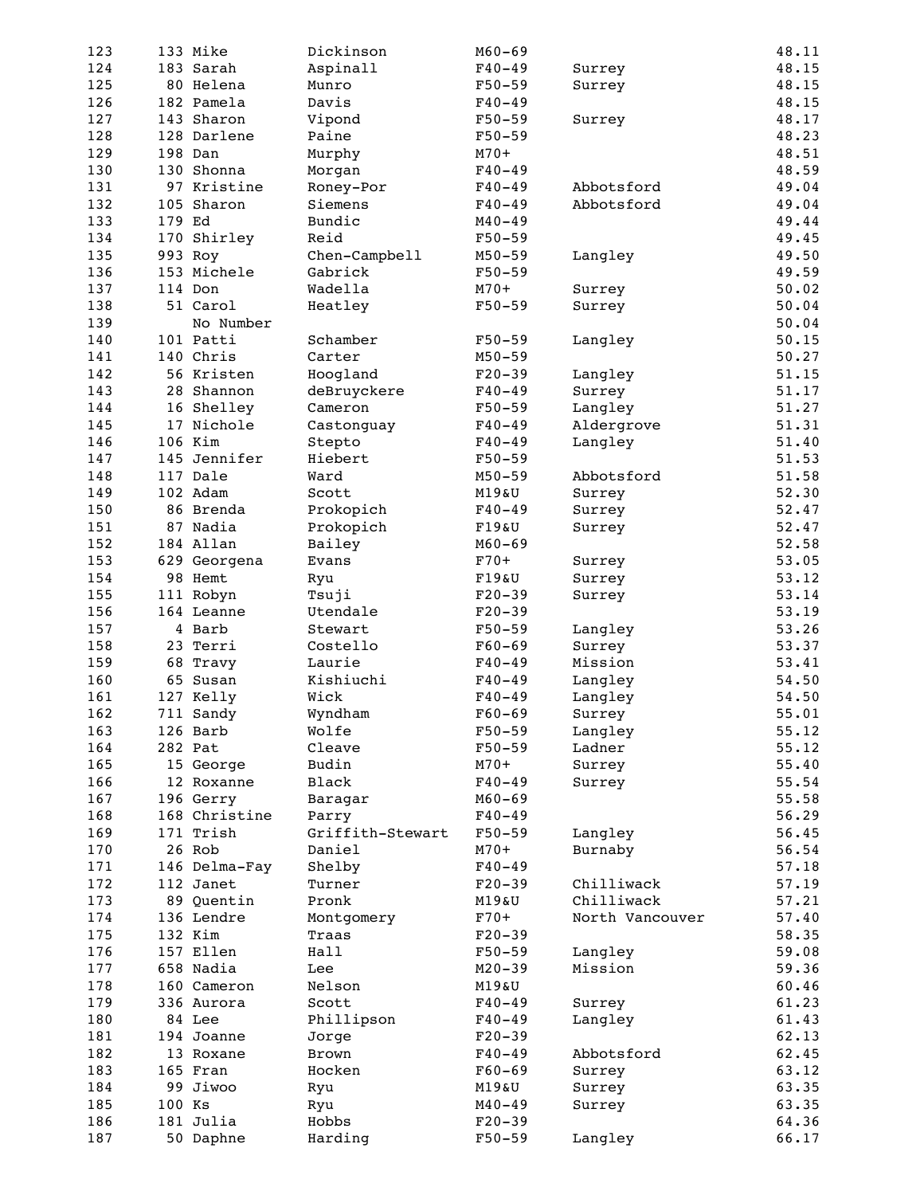| Place | Bib | First Name | Last Name | Category | City | Time |
|---|---|---|---|---|---|---|
| 123 | 133 | Mike | Dickinson | M60-69 | | 48.11 |
| 124 | 183 | Sarah | Aspinall | F40-49 | Surrey | 48.15 |
| 125 | 80 | Helena | Munro | F50-59 | Surrey | 48.15 |
| 126 | 182 | Pamela | Davis | F40-49 | | 48.15 |
| 127 | 143 | Sharon | Vipond | F50-59 | Surrey | 48.17 |
| 128 | 128 | Darlene | Paine | F50-59 | | 48.23 |
| 129 | 198 | Dan | Murphy | M70+ | | 48.51 |
| 130 | 130 | Shonna | Morgan | F40-49 | | 48.59 |
| 131 | 97 | Kristine | Roney-Por | F40-49 | Abbotsford | 49.04 |
| 132 | 105 | Sharon | Siemens | F40-49 | Abbotsford | 49.04 |
| 133 | 179 | Ed | Bundic | M40-49 | | 49.44 |
| 134 | 170 | Shirley | Reid | F50-59 | | 49.45 |
| 135 | 993 | Roy | Chen-Campbell | M50-59 | Langley | 49.50 |
| 136 | 153 | Michele | Gabrick | F50-59 | | 49.59 |
| 137 | 114 | Don | Wadella | M70+ | Surrey | 50.02 |
| 138 | 51 | Carol | Heatley | F50-59 | Surrey | 50.04 |
| 139 | | No Number | | | | 50.04 |
| 140 | 101 | Patti | Schamber | F50-59 | Langley | 50.15 |
| 141 | 140 | Chris | Carter | M50-59 | | 50.27 |
| 142 | 56 | Kristen | Hoogland | F20-39 | Langley | 51.15 |
| 143 | 28 | Shannon | deBruyckere | F40-49 | Surrey | 51.17 |
| 144 | 16 | Shelley | Cameron | F50-59 | Langley | 51.27 |
| 145 | 17 | Nichole | Castonguay | F40-49 | Aldergrove | 51.31 |
| 146 | 106 | Kim | Stepto | F40-49 | Langley | 51.40 |
| 147 | 145 | Jennifer | Hiebert | F50-59 | | 51.53 |
| 148 | 117 | Dale | Ward | M50-59 | Abbotsford | 51.58 |
| 149 | 102 | Adam | Scott | M19&U | Surrey | 52.30 |
| 150 | 86 | Brenda | Prokopich | F40-49 | Surrey | 52.47 |
| 151 | 87 | Nadia | Prokopich | F19&U | Surrey | 52.47 |
| 152 | 184 | Allan | Bailey | M60-69 | | 52.58 |
| 153 | 629 | Georgena | Evans | F70+ | Surrey | 53.05 |
| 154 | 98 | Hemt | Ryu | F19&U | Surrey | 53.12 |
| 155 | 111 | Robyn | Tsuji | F20-39 | Surrey | 53.14 |
| 156 | 164 | Leanne | Utendale | F20-39 | | 53.19 |
| 157 | 4 | Barb | Stewart | F50-59 | Langley | 53.26 |
| 158 | 23 | Terri | Costello | F60-69 | Surrey | 53.37 |
| 159 | 68 | Travy | Laurie | F40-49 | Mission | 53.41 |
| 160 | 65 | Susan | Kishiuchi | F40-49 | Langley | 54.50 |
| 161 | 127 | Kelly | Wick | F40-49 | Langley | 54.50 |
| 162 | 711 | Sandy | Wyndham | F60-69 | Surrey | 55.01 |
| 163 | 126 | Barb | Wolfe | F50-59 | Langley | 55.12 |
| 164 | 282 | Pat | Cleave | F50-59 | Ladner | 55.12 |
| 165 | 15 | George | Budin | M70+ | Surrey | 55.40 |
| 166 | 12 | Roxanne | Black | F40-49 | Surrey | 55.54 |
| 167 | 196 | Gerry | Baragar | M60-69 | | 55.58 |
| 168 | 168 | Christine | Parry | F40-49 | | 56.29 |
| 169 | 171 | Trish | Griffith-Stewart | F50-59 | Langley | 56.45 |
| 170 | 26 | Rob | Daniel | M70+ | Burnaby | 56.54 |
| 171 | 146 | Delma-Fay | Shelby | F40-49 | | 57.18 |
| 172 | 112 | Janet | Turner | F20-39 | Chilliwack | 57.19 |
| 173 | 89 | Quentin | Pronk | M19&U | Chilliwack | 57.21 |
| 174 | 136 | Lendre | Montgomery | F70+ | North Vancouver | 57.40 |
| 175 | 132 | Kim | Traas | F20-39 | | 58.35 |
| 176 | 157 | Ellen | Hall | F50-59 | Langley | 59.08 |
| 177 | 658 | Nadia | Lee | M20-39 | Mission | 59.36 |
| 178 | 160 | Cameron | Nelson | M19&U | | 60.46 |
| 179 | 336 | Aurora | Scott | F40-49 | Surrey | 61.23 |
| 180 | 84 | Lee | Phillipson | F40-49 | Langley | 61.43 |
| 181 | 194 | Joanne | Jorge | F20-39 | | 62.13 |
| 182 | 13 | Roxane | Brown | F40-49 | Abbotsford | 62.45 |
| 183 | 165 | Fran | Hocken | F60-69 | Surrey | 63.12 |
| 184 | 99 | Jiwoo | Ryu | M19&U | Surrey | 63.35 |
| 185 | 100 | Ks | Ryu | M40-49 | Surrey | 63.35 |
| 186 | 181 | Julia | Hobbs | F20-39 | | 64.36 |
| 187 | 50 | Daphne | Harding | F50-59 | Langley | 66.17 |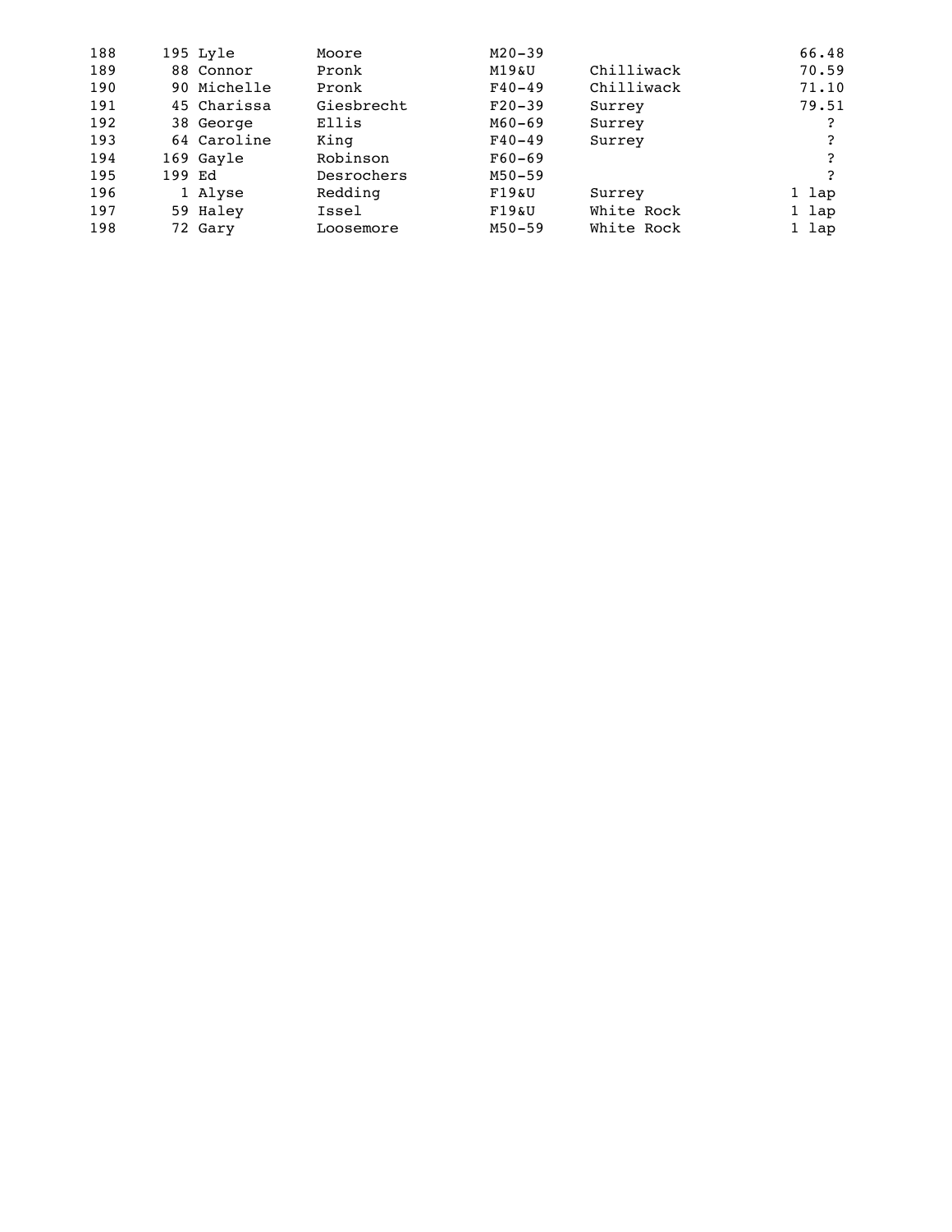| | | | | | | |
|---|---|---|---|---|---|---|
| 188 | 195 | Lyle | Moore | M20-39 | | 66.48 |
| 189 | 88 | Connor | Pronk | M19&U | Chilliwack | 70.59 |
| 190 | 90 | Michelle | Pronk | F40-49 | Chilliwack | 71.10 |
| 191 | 45 | Charissa | Giesbrecht | F20-39 | Surrey | 79.51 |
| 192 | 38 | George | Ellis | M60-69 | Surrey | ? |
| 193 | 64 | Caroline | King | F40-49 | Surrey | ? |
| 194 | 169 | Gayle | Robinson | F60-69 | | ? |
| 195 | 199 | Ed | Desrochers | M50-59 | | ? |
| 196 | 1 | Alyse | Redding | F19&U | Surrey | 1 lap |
| 197 | 59 | Haley | Issel | F19&U | White Rock | 1 lap |
| 198 | 72 | Gary | Loosemore | M50-59 | White Rock | 1 lap |